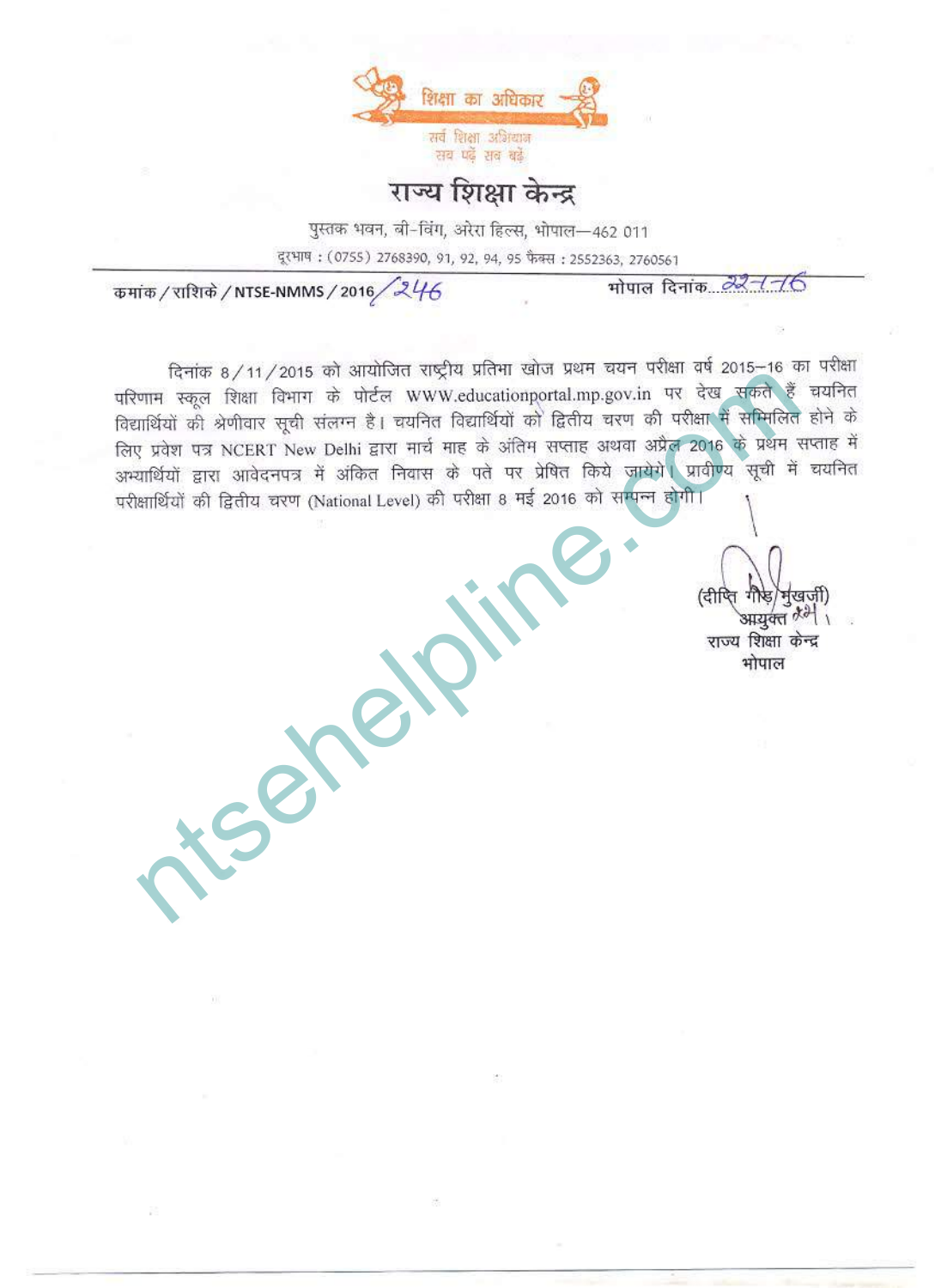शिक्षा का अधिकार

सर्व शिक्षा अभियान
सब पढ़ें सब बढ़ें

# राज्य शिक्षा केन्द्र

पुस्तक भवन, बी-विंग, अरेरा हिल्स, भोपाल—462 011

दूरभाष : (0755) 2768390, 91, 92, 94, 95 फैक्स : 2552363, 2760561

क्रमांक / राशिके / NTSE-NMMS / 2016/246 भोपाल दिनांक 22-1-16

दिनांक 8/11/2015 को आयोजित राष्ट्रीय प्रतिभा खोज प्रथम चयन परीक्षा वर्ष 2015–16 का परीक्षा परिणाम स्कूल शिक्षा विभाग के पोर्टल WWW.educationportal.mp.gov.in पर देख सकते हैं चयनित विद्यार्थियों की श्रेणीवार सूची संलग्न है। चयनित विद्यार्थियों को द्वितीय चरण की परीक्षा में सम्मिलित होने के लिए प्रवेश पत्र NCERT New Delhi द्वारा मार्च माह के अंतिम सप्ताह अथवा अप्रैल 2016 के प्रथम सप्ताह में अभ्यार्थियों द्वारा आवेदनपत्र में अंकित निवास के पते पर प्रेषित किये जायेगें। प्रावीण्य सूची में चयनित परीक्षार्थियों की द्वितीय चरण (National Level) की परीक्षा 8 मई 2016 को सम्पन्न होगी।

(दीप्ति गौड़ मुखर्जी)
आयुक्त
राज्य शिक्षा केन्द्र
भोपाल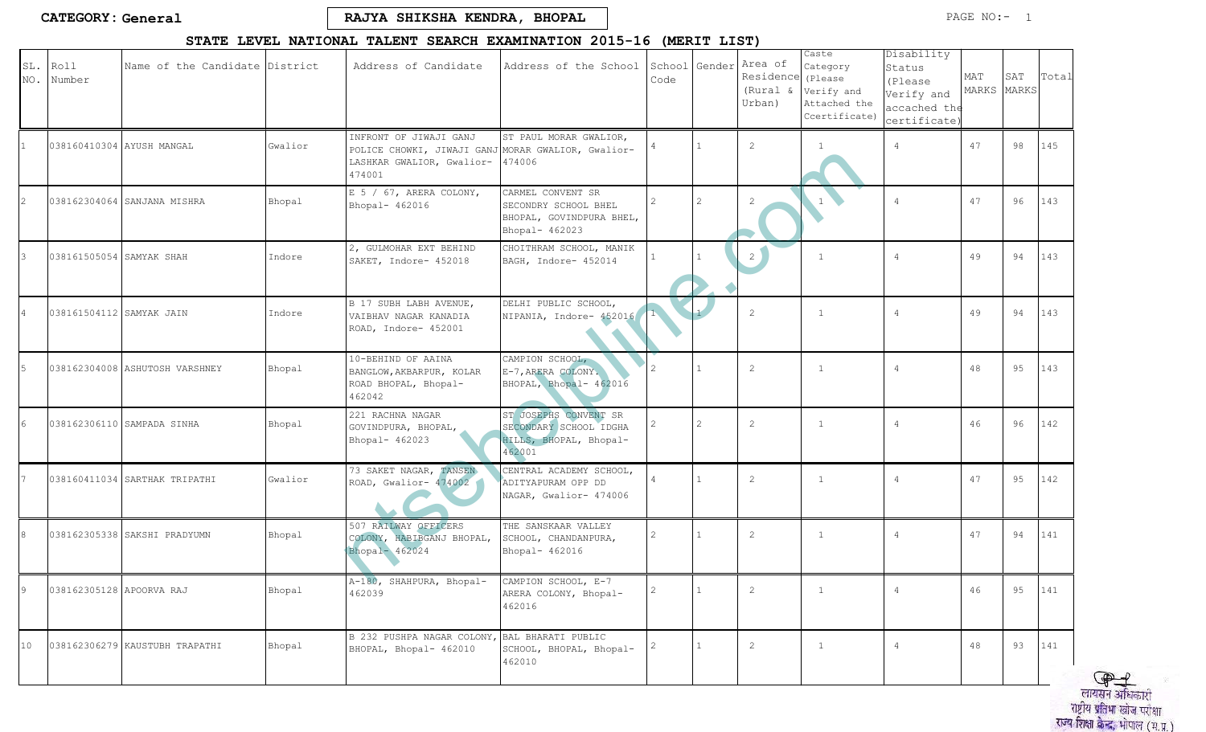**CATEGORY: General**

**RAJYA SHIKSHA KENDRA, BHOPAL**

## STATE LEVEL NATIONAL TALENT SEARCH EXAMINATION 2015-16 (MERIT LIST)

| SL. NO. | Roll Number | Name of the Candidate | District | Address of Candidate | Address of the School | School Code | Gender | Area of Residence (Rural & Urban) | Caste Category (Please Verify and Attached the Ccertificate) | Disability Status (Please Verify and accached the certificate) | MAT MARKS | SAT MARKS | Total |
|---|---|---|---|---|---|---|---|---|---|---|---|---|---|
| 1 | 038160410304 | AYUSH MANGAL | Gwalior | INFRONT OF JIWAJI GANJ POLICE CHOWKI, JIWAJI GANJ LASHKAR GWALIOR, Gwalior- 474001 | ST PAUL MORAR GWALIOR, MORAR GWALIOR, Gwalior- 474006 | 4 | 1 | 2 | 1 | 4 | 47 | 98 | 145 |
| 2 | 038162304064 | SANJANA MISHRA | Bhopal | E 5 / 67, ARERA COLONY, Bhopal- 462016 | CARMEL CONVENT SR SECONDRY SCHOOL BHEL BHOPAL, GOVINDPURA BHEL, Bhopal- 462023 | 2 | 2 | 2 | 1 | 4 | 47 | 96 | 143 |
| 3 | 038161505054 | SAMYAK SHAH | Indore | 2, GULMOHAR EXT BEHIND SAKET, Indore- 452018 | CHOITHRAM SCHOOL, MANIK BAGH, Indore- 452014 | 1 | 1 | 2 | 1 | 4 | 49 | 94 | 143 |
| 4 | 038161504112 | SAMYAK JAIN | Indore | B 17 SUBH LABH AVENUE, VAIBHAV NAGAR KANADIA ROAD, Indore- 452001 | DELHI PUBLIC SCHOOL, NIPANIA, Indore- 452016 | 1 | 1 | 2 | 1 | 4 | 49 | 94 | 143 |
| 5 | 038162304008 | ASHUTOSH VARSHNEY | Bhopal | 10-BEHIND OF AAINA BANGLOW, AKBARPUR, KOLAR ROAD BHOPAL, Bhopal- 462042 | CAMPION SCHOOL, E-7, ARERA COLONY, BHOPAL, Bhopal- 462016 | 2 | 1 | 2 | 1 | 4 | 48 | 95 | 143 |
| 6 | 038162306110 | SAMPADA SINHA | Bhopal | 221 RACHNA NAGAR GOVINDPURA, BHOPAL, Bhopal- 462023 | ST JOSEPHS CONVENT SR SECONDARY SCHOOL IDGHA HILLS, BHOPAL, Bhopal- 462001 | 2 | 2 | 2 | 1 | 4 | 46 | 96 | 142 |
| 7 | 038160411034 | SARTHAK TRIPATHI | Gwalior | 73 SAKET NAGAR, TANSEN ROAD, Gwalior- 474002 | CENTRAL ACADEMY SCHOOL, ADITYAPURAM OPP DD NAGAR, Gwalior- 474006 | 4 | 1 | 2 | 1 | 4 | 47 | 95 | 142 |
| 8 | 038162305338 | SAKSHI PRADYUMN | Bhopal | 507 RAILWAY OFFICERS COLONY, HABIBGANJ BHOPAL, Bhopal- 462024 | THE SANSKAAR VALLEY SCHOOL, CHANDANPURA, Bhopal- 462016 | 2 | 1 | 2 | 1 | 4 | 47 | 94 | 141 |
| 9 | 038162305128 | APOORVA RAJ | Bhopal | A-180, SHAHPURA, Bhopal- 462039 | CAMPION SCHOOL, E-7 ARERA COLONY, Bhopal- 462016 | 2 | 1 | 2 | 1 | 4 | 46 | 95 | 141 |
| 10 | 038162306279 | KAUSTUBH TRAPATHI | Bhopal | B 232 PUSHPA NAGAR COLONY, BHOPAL, Bhopal- 462010 | BAL BHARATI PUBLIC SCHOOL, BHOPAL, Bhopal- 462010 | 2 | 1 | 2 | 1 | 4 | 48 | 93 | 141 |

लायसन अधिकारी
राष्ट्रीय प्रतिभा खोज परीक्षा
राज्य शिक्षा केन्द्र, भोपाल (म.प्र.)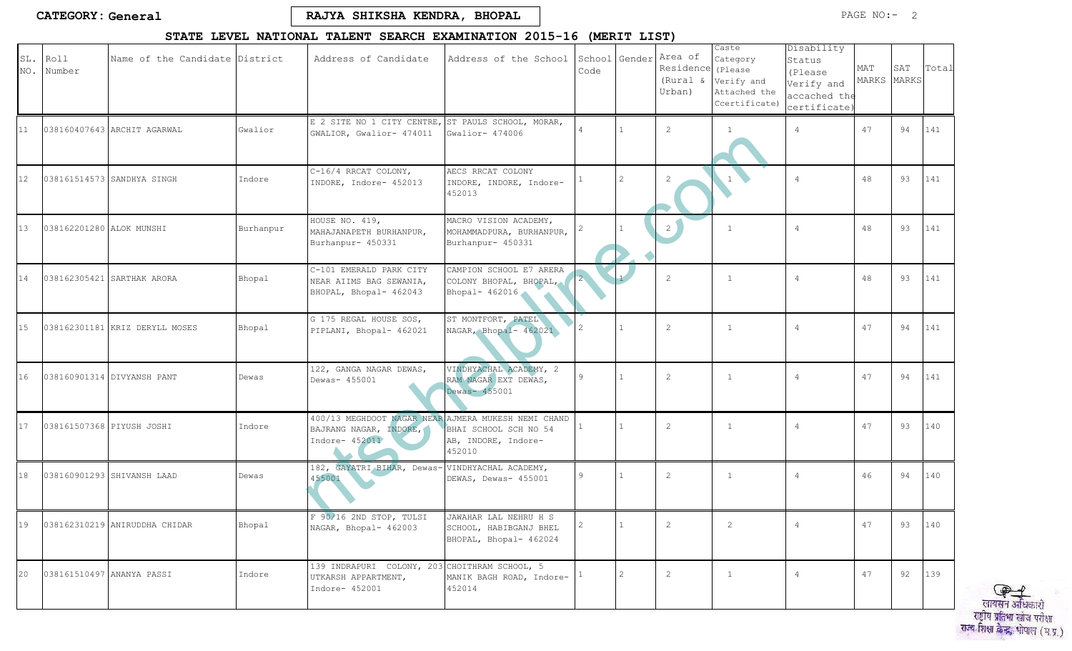CATEGORY: General

RAJYA SHIKSHA KENDRA, BHOPAL

## STATE LEVEL NATIONAL TALENT SEARCH EXAMINATION 2015-16 (MERIT LIST)

| SL. NO. | Roll Number | Name of the Candidate | District | Address of Candidate | Address of the School | School Code | Gender | Area of Residence (Rural & Urban) | Caste Category (Please Verify and Attached the Ccertificate) | Disability Status (Please Verify and accached the certificate) | MAT MARKS | SAT MARKS | Total |
|---|---|---|---|---|---|---|---|---|---|---|---|---|---|
| 11 | 038160407643 | ARCHIT AGARWAL | Gwalior | E 2 SITE NO 1 CITY CENTRE, GWALIOR, Gwalior- 474011 | ST PAULS SCHOOL, MORAR, Gwalior- 474006 | 4 | 1 | 2 | 1 | 4 | 47 | 94 | 141 |
| 12 | 038161514573 | SANDHYA SINGH | Indore | C-16/4 RRCAT COLONY, INDORE, Indore- 452013 | AECS RRCAT COLONY INDORE, INDORE, Indore- 452013 | 1 | 2 | 2 | 1 | 4 | 48 | 93 | 141 |
| 13 | 038162201280 | ALOK MUNSHI | Burhanpur | HOUSE NO. 419, MAHAJANAPETH BURHANPUR, Burhanpur- 450331 | MACRO VISION ACADEMY, MOHAMMADPURA, BURHANPUR, Burhanpur- 450331 | 2 | 1 | 2 | 1 | 4 | 48 | 93 | 141 |
| 14 | 038162305421 | SARTHAK ARORA | Bhopal | C-101 EMERALD PARK CITY NEAR AIIMS BAG SEWANIA, BHOPAL, Bhopal- 462043 | CAMPION SCHOOL E7 ARERA COLONY BHOPAL, BHOPAL, Bhopal- 462016 | 2 | 1 | 2 | 1 | 4 | 48 | 93 | 141 |
| 15 | 038162301181 | KRIZ DERYLL MOSES | Bhopal | G 175 REGAL HOUSE SOS, PIPLANI, Bhopal- 462021 | ST MONTFORT, PATEL NAGAR, Bhopal- 462021 | 2 | 1 | 2 | 1 | 4 | 47 | 94 | 141 |
| 16 | 038160901314 | DIVYANSH PANT | Dewas | 122, GANGA NAGAR DEWAS, Dewas- 455001 | VINDHYACHAL ACADEMY, 2 RAM NAGAR EXT DEWAS, Dewas- 455001 | 9 | 1 | 2 | 1 | 4 | 47 | 94 | 141 |
| 17 | 038161507368 | PIYUSH JOSHI | Indore | 400/13 MEGHDOOT NAGAR NEAR BAJRANG NAGAR, INDORE, Indore- 452011 | AJMERA MUKESH NEMI CHAND BHAI SCHOOL SCH NO 54 AB, INDORE, Indore- 452010 | 1 | 1 | 2 | 1 | 4 | 47 | 93 | 140 |
| 18 | 038160901293 | SHIVANSH LAAD | Dewas | 182, GAYATRI BIHAR, Dewas- 455001 | VINDHYACHAL ACADEMY, DEWAS, Dewas- 455001 | 9 | 1 | 2 | 1 | 4 | 46 | 94 | 140 |
| 19 | 038162310219 | ANIRUDDHA CHIDAR | Bhopal | F 90/16 2ND STOP, TULSI NAGAR, Bhopal- 462003 | JAWAHAR LAL NEHRU H S SCHOOL, HABIBGANJ BHEL BHOPAL, Bhopal- 462024 | 2 | 1 | 2 | 2 | 4 | 47 | 93 | 140 |
| 20 | 038161510497 | ANANYA PASSI | Indore | 139 INDRAPURI COLONY, 203 UTKARSH APPARTMENT, Indore- 452001 | CHOITHRAM SCHOOL, 5 MANIK BAGH ROAD, Indore- 452014 | 1 | 2 | 2 | 1 | 4 | 47 | 92 | 139 |

लायसन अधिकारी
राष्ट्रीय प्रतिभा खोज परीक्षा
राज्य शिक्षा केन्द्र, भोपाल (म.प्र.)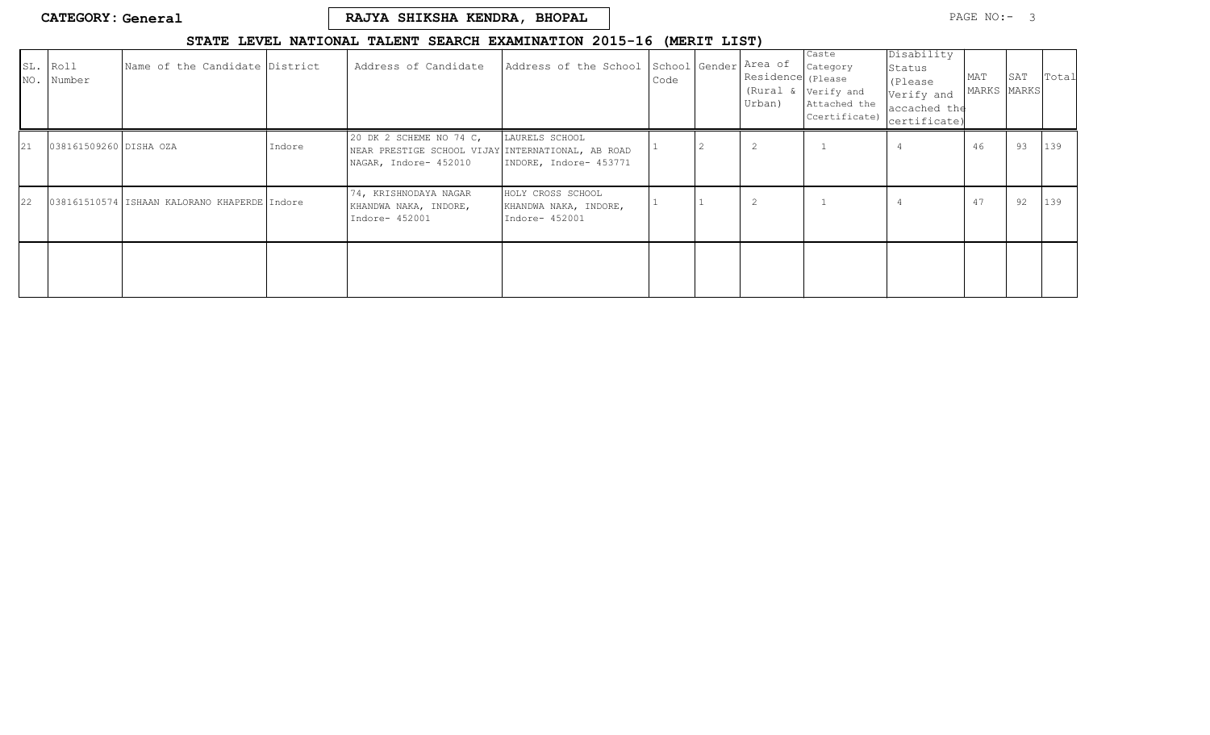**CATEGORY: General**

**RAJYA SHIKSHA KENDRA, BHOPAL**

## STATE LEVEL NATIONAL TALENT SEARCH EXAMINATION 2015-16 (MERIT LIST)

| SL. NO. | Roll Number | Name of the Candidate | District | Address of Candidate | Address of the School | School Code | Gender | Area of Residence (Rural & Urban) | Caste Category (Please Verify and Attached the Ccertificate) | Disability Status (Please Verify and accached the certificate) | MAT MARKS | SAT MARKS | Total |
|---|---|---|---|---|---|---|---|---|---|---|---|---|---|
| 21 | 038161509260 | DISHA OZA | Indore | 20 DK 2 SCHEME NO 74 C, NEAR PRESTIGE SCHOOL VIJAY NAGAR, Indore- 452010 | LAURELS SCHOOL INTERNATIONAL, AB ROAD INDORE, Indore- 453771 | 1 | 2 | 2 | 1 | 4 | 46 | 93 | 139 |
| 22 | 038161510574 | ISHAAN KALORANO KHAPERDE | Indore | 74, KRISHNODAYA NAGAR KHANDWA NAKA, INDORE, Indore- 452001 | HOLY CROSS SCHOOL KHANDWA NAKA, INDORE, Indore- 452001 | 1 | 1 | 2 | 1 | 4 | 47 | 92 | 139 |
| | | | | | | | | | | | | | |